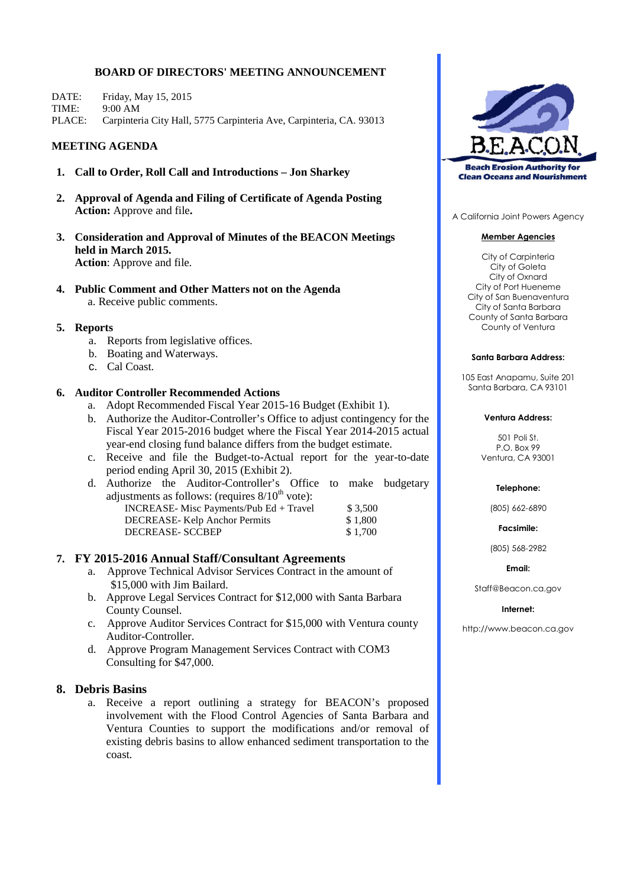# BOARD OF DIRECTORS' MEETING ANNOUNCEMENT

DATE: Friday, May 15, 2015
TIME: 9:00 AM
PLACE: Carpinteria City Hall, 5775 Carpinteria Ave, Carpinteria, CA. 93013

## MEETING AGENDA

1. **Call to Order, Roll Call and Introductions – Jon Sharkey**

2. **Approval of Agenda and Filing of Certificate of Agenda Posting**
   **Action:** Approve and file**.**

3. **Consideration and Approval of Minutes of the BEACON Meetings held in March 2015.**
   **Action**: Approve and file.

4. **Public Comment and Other Matters not on the Agenda**
   a. Receive public comments.

5. **Reports**
   a. Reports from legislative offices.
   b. Boating and Waterways.
   c. Cal Coast.

6. **Auditor Controller Recommended Actions**
   a. Adopt Recommended Fiscal Year 2015-16 Budget (Exhibit 1).
   b. Authorize the Auditor-Controller's Office to adjust contingency for the Fiscal Year 2015-2016 budget where the Fiscal Year 2014-2015 actual year-end closing fund balance differs from the budget estimate.
   c. Receive and file the Budget-to-Actual report for the year-to-date period ending April 30, 2015 (Exhibit 2).
   d. Authorize the Auditor-Controller's Office to make budgetary adjustments as follows: (requires 8/10[th] vote):

| | |
|---|---|
| INCREASE- Misc Payments/Pub Ed + Travel | $ 3,500 |
| DECREASE- Kelp Anchor Permits | $ 1,800 |
| DECREASE- SCCBEP | $ 1,700 |

7. **FY 2015-2016 Annual Staff/Consultant Agreements**
   a. Approve Technical Advisor Services Contract in the amount of $15,000 with Jim Bailard.
   b. Approve Legal Services Contract for $12,000 with Santa Barbara County Counsel.
   c. Approve Auditor Services Contract for $15,000 with Ventura county Auditor-Controller.
   d. Approve Program Management Services Contract with COM3 Consulting for $47,000.

8. **Debris Basins**
   a. Receive a report outlining a strategy for BEACON's proposed involvement with the Flood Control Agencies of Santa Barbara and Ventura Counties to support the modifications and/or removal of existing debris basins to allow enhanced sediment transportation to the coast.

---

**BEACON**
**Beach Erosion Authority for Clean Oceans and Nourishment**

A California Joint Powers Agency

**Member Agencies**

City of Carpinteria
City of Goleta
City of Oxnard
City of Port Hueneme
City of San Buenaventura
City of Santa Barbara
County of Santa Barbara
County of Ventura

**Santa Barbara Address:**

105 East Anapamu, Suite 201
Santa Barbara, CA 93101

**Ventura Address:**

501 Poli St.
P.O. Box 99
Ventura, CA 93001

**Telephone:**

(805) 662-6890

**Facsimile:**

(805) 568-2982

**Email:**

Staff@Beacon.ca.gov

**Internet:**

http://www.beacon.ca.gov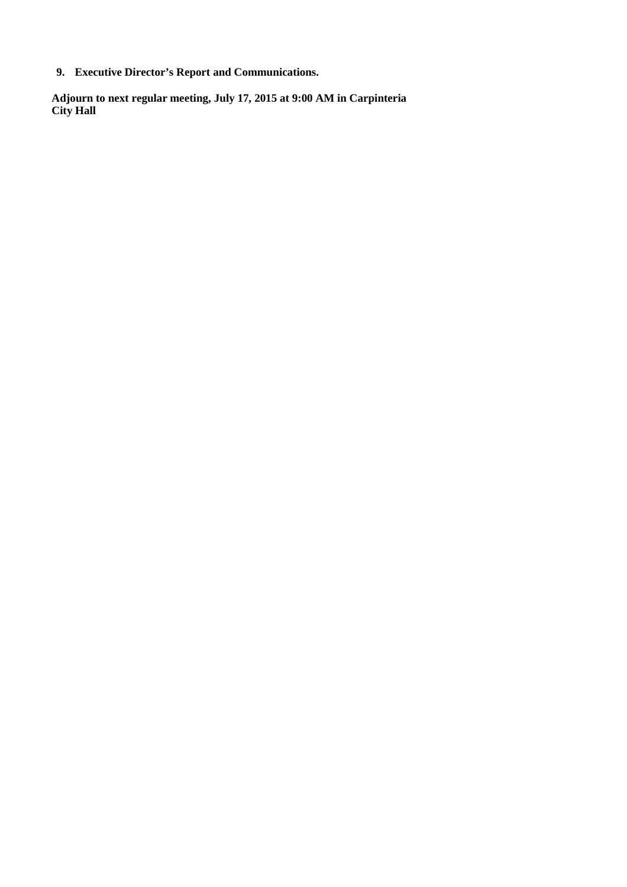**9. Executive Director's Report and Communications.**

**Adjourn to next regular meeting, July 17, 2015 at 9:00 AM in Carpinteria City Hall**